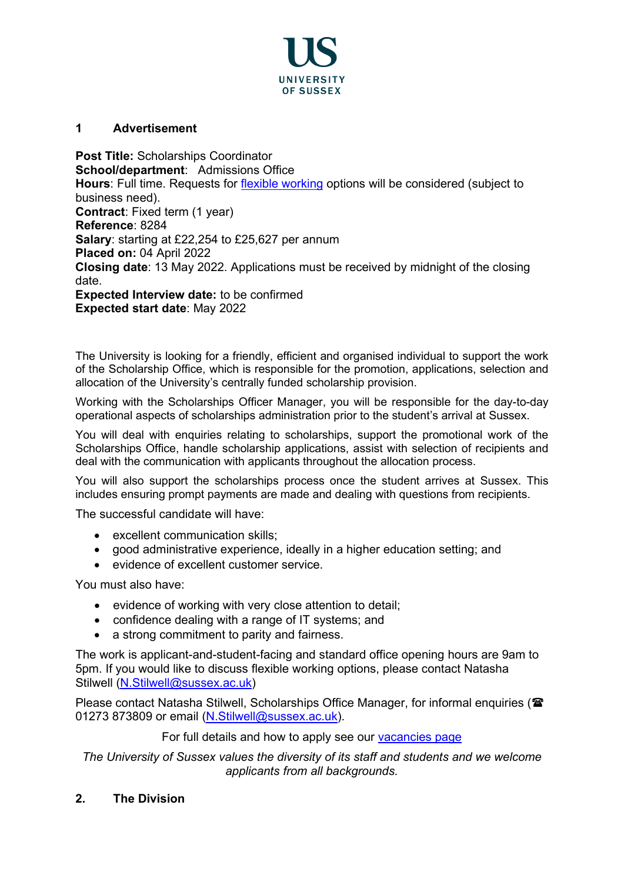UNIVERSITY OF SUSSEX

## 1 Advertisement

**Post Title:** Scholarships Coordinator
**School/department**: Admissions Office
**Hours**: Full time. Requests for flexible working options will be considered (subject to business need).
**Contract**: Fixed term (1 year)
**Reference**: 8284
**Salary**: starting at £22,254 to £25,627 per annum
**Placed on:** 04 April 2022
**Closing date**: 13 May 2022. Applications must be received by midnight of the closing date.
**Expected Interview date:** to be confirmed
**Expected start date**: May 2022

The University is looking for a friendly, efficient and organised individual to support the work of the Scholarship Office, which is responsible for the promotion, applications, selection and allocation of the University's centrally funded scholarship provision.

Working with the Scholarships Officer Manager, you will be responsible for the day-to-day operational aspects of scholarships administration prior to the student's arrival at Sussex.

You will deal with enquiries relating to scholarships, support the promotional work of the Scholarships Office, handle scholarship applications, assist with selection of recipients and deal with the communication with applicants throughout the allocation process.

You will also support the scholarships process once the student arrives at Sussex. This includes ensuring prompt payments are made and dealing with questions from recipients.

The successful candidate will have:

- excellent communication skills;
- good administrative experience, ideally in a higher education setting; and
- evidence of excellent customer service.

You must also have:

- evidence of working with very close attention to detail;
- confidence dealing with a range of IT systems; and
- a strong commitment to parity and fairness.

The work is applicant-and-student-facing and standard office opening hours are 9am to 5pm. If you would like to discuss flexible working options, please contact Natasha Stilwell (N.Stilwell@sussex.ac.uk)

Please contact Natasha Stilwell, Scholarships Office Manager, for informal enquiries (☎ 01273 873809 or email (N.Stilwell@sussex.ac.uk).

For full details and how to apply see our vacancies page

*The University of Sussex values the diversity of its staff and students and we welcome applicants from all backgrounds.*

## 2. The Division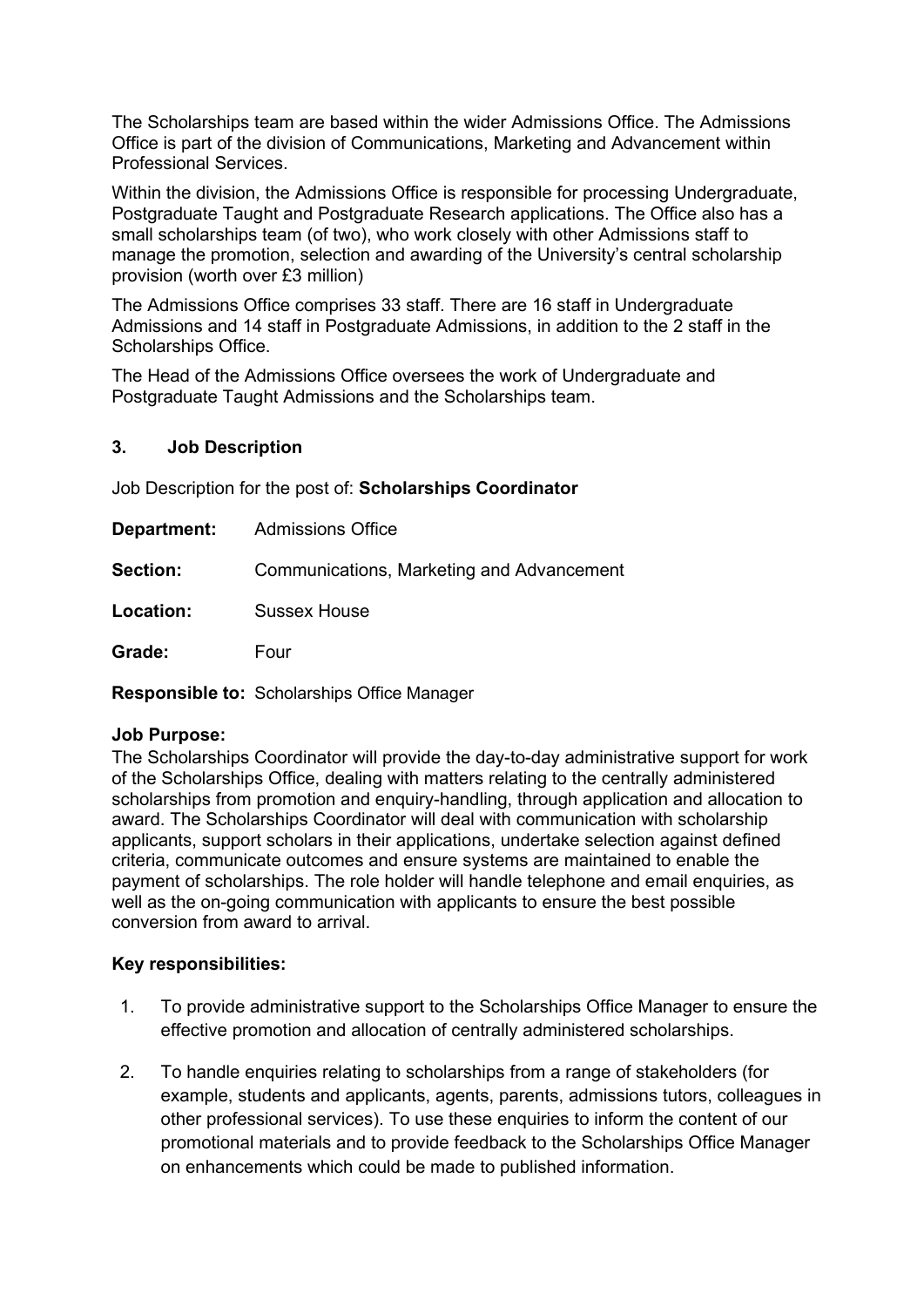The Scholarships team are based within the wider Admissions Office. The Admissions Office is part of the division of Communications, Marketing and Advancement within Professional Services.

Within the division, the Admissions Office is responsible for processing Undergraduate, Postgraduate Taught and Postgraduate Research applications. The Office also has a small scholarships team (of two), who work closely with other Admissions staff to manage the promotion, selection and awarding of the University's central scholarship provision (worth over £3 million)

The Admissions Office comprises 33 staff. There are 16 staff in Undergraduate Admissions and 14 staff in Postgraduate Admissions, in addition to the 2 staff in the Scholarships Office.

The Head of the Admissions Office oversees the work of Undergraduate and Postgraduate Taught Admissions and the Scholarships team.

## 3. Job Description

Job Description for the post of: **Scholarships Coordinator**

**Department:** Admissions Office

**Section:** Communications, Marketing and Advancement

**Location:** Sussex House

**Grade:** Four

**Responsible to:** Scholarships Office Manager

**Job Purpose:**
The Scholarships Coordinator will provide the day-to-day administrative support for work of the Scholarships Office, dealing with matters relating to the centrally administered scholarships from promotion and enquiry-handling, through application and allocation to award. The Scholarships Coordinator will deal with communication with scholarship applicants, support scholars in their applications, undertake selection against defined criteria, communicate outcomes and ensure systems are maintained to enable the payment of scholarships. The role holder will handle telephone and email enquiries, as well as the on-going communication with applicants to ensure the best possible conversion from award to arrival.

**Key responsibilities:**

1. To provide administrative support to the Scholarships Office Manager to ensure the effective promotion and allocation of centrally administered scholarships.

2. To handle enquiries relating to scholarships from a range of stakeholders (for example, students and applicants, agents, parents, admissions tutors, colleagues in other professional services). To use these enquiries to inform the content of our promotional materials and to provide feedback to the Scholarships Office Manager on enhancements which could be made to published information.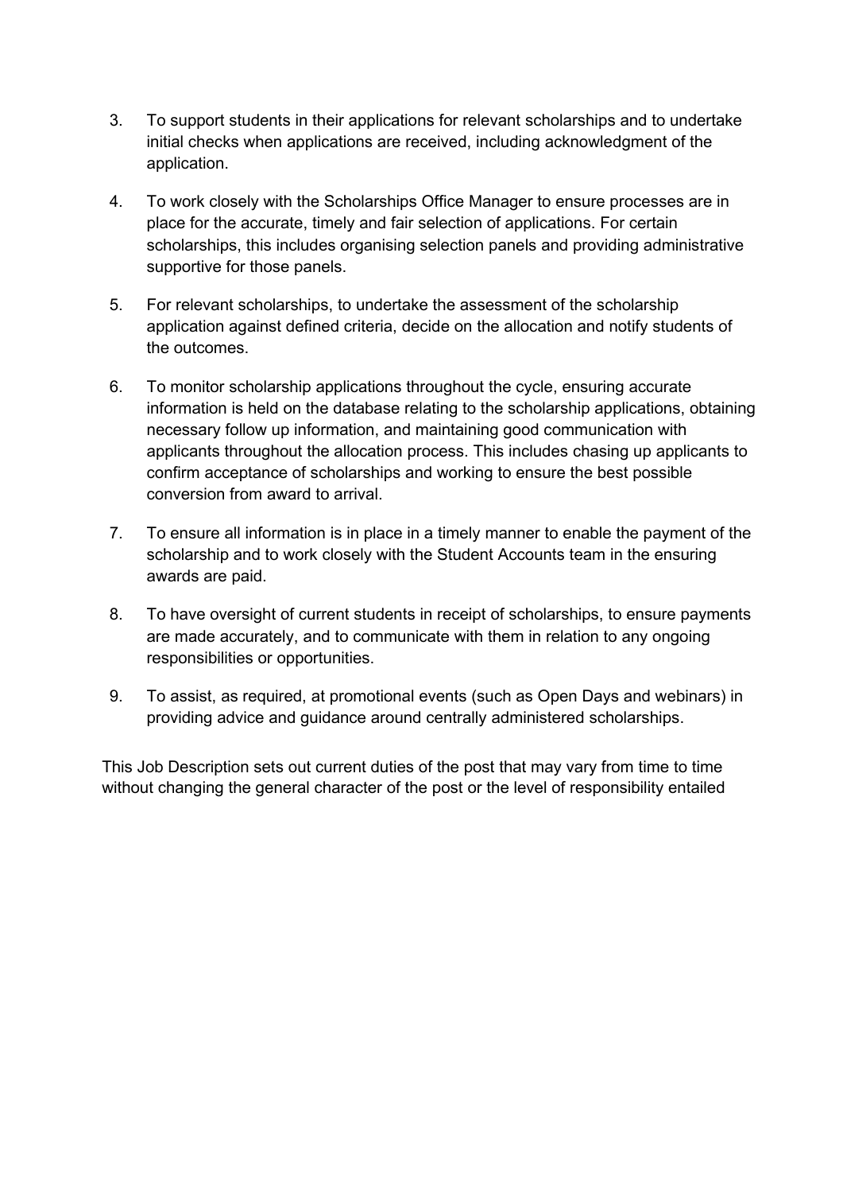3. To support students in their applications for relevant scholarships and to undertake initial checks when applications are received, including acknowledgment of the application.

4. To work closely with the Scholarships Office Manager to ensure processes are in place for the accurate, timely and fair selection of applications. For certain scholarships, this includes organising selection panels and providing administrative supportive for those panels.

5. For relevant scholarships, to undertake the assessment of the scholarship application against defined criteria, decide on the allocation and notify students of the outcomes.

6. To monitor scholarship applications throughout the cycle, ensuring accurate information is held on the database relating to the scholarship applications, obtaining necessary follow up information, and maintaining good communication with applicants throughout the allocation process. This includes chasing up applicants to confirm acceptance of scholarships and working to ensure the best possible conversion from award to arrival.

7. To ensure all information is in place in a timely manner to enable the payment of the scholarship and to work closely with the Student Accounts team in the ensuring awards are paid.

8. To have oversight of current students in receipt of scholarships, to ensure payments are made accurately, and to communicate with them in relation to any ongoing responsibilities or opportunities.

9. To assist, as required, at promotional events (such as Open Days and webinars) in providing advice and guidance around centrally administered scholarships.

This Job Description sets out current duties of the post that may vary from time to time without changing the general character of the post or the level of responsibility entailed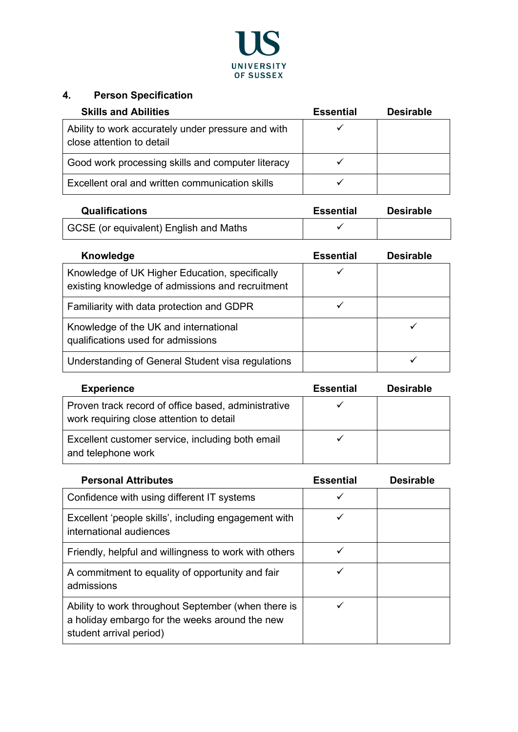## 4. Person Specification

| Skills and Abilities | Essential | Desirable |
|---|---|---|
| Ability to work accurately under pressure and with close attention to detail | ✓ | |
| Good work processing skills and computer literacy | ✓ | |
| Excellent oral and written communication skills | ✓ | |

| Qualifications | Essential | Desirable |
|---|---|---|
| GCSE (or equivalent) English and Maths | ✓ | |

| Knowledge | Essential | Desirable |
|---|---|---|
| Knowledge of UK Higher Education, specifically existing knowledge of admissions and recruitment | ✓ | |
| Familiarity with data protection and GDPR | ✓ | |
| Knowledge of the UK and international qualifications used for admissions | | ✓ |
| Understanding of General Student visa regulations | | ✓ |

| Experience | Essential | Desirable |
|---|---|---|
| Proven track record of office based, administrative work requiring close attention to detail | ✓ | |
| Excellent customer service, including both email and telephone work | ✓ | |

| Personal Attributes | Essential | Desirable |
|---|---|---|
| Confidence with using different IT systems | ✓ | |
| Excellent 'people skills', including engagement with international audiences | ✓ | |
| Friendly, helpful and willingness to work with others | ✓ | |
| A commitment to equality of opportunity and fair admissions | ✓ | |
| Ability to work throughout September (when there is a holiday embargo for the weeks around the new student arrival period) | ✓ | |